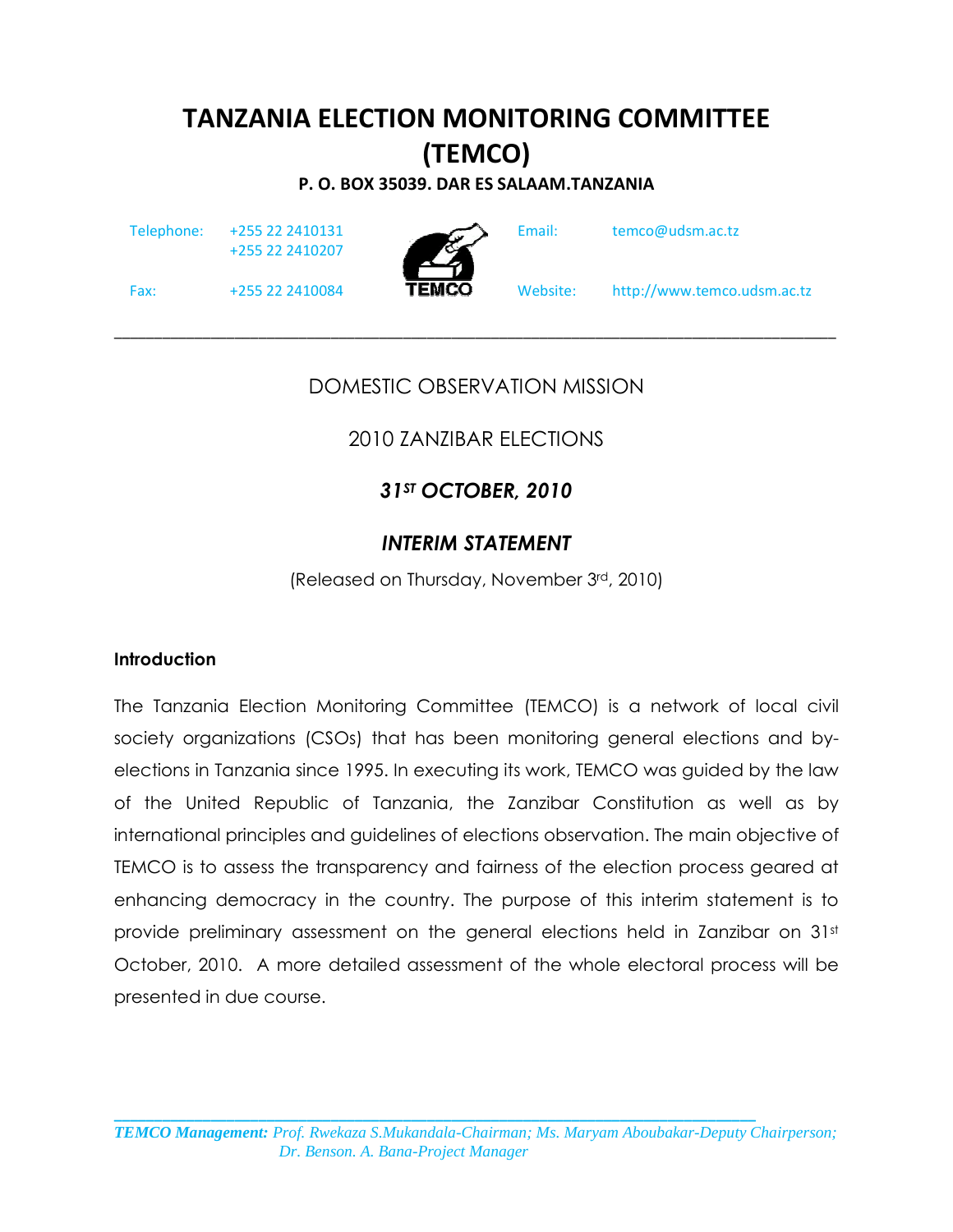# TANZANIA ELECTION MONITORING COMMITTEE (TEMCO)

**P. O. BOX 35039. DAR ES SALAAM.TANZANIA**

Telephone: +255 22 2410131
+255 22 2410207

Fax: +255 22 2410084

Email: temco@udsm.ac.tz

Website: http://www.temco.udsm.ac.tz

---

DOMESTIC OBSERVATION MISSION

2010 ZANZIBAR ELECTIONS

***31ST OCTOBER, 2010***

***INTERIM STATEMENT***

(Released on Thursday, November 3rd, 2010)

**Introduction**

The Tanzania Election Monitoring Committee (TEMCO) is a network of local civil society organizations (CSOs) that has been monitoring general elections and by-elections in Tanzania since 1995. In executing its work, TEMCO was guided by the law of the United Republic of Tanzania, the Zanzibar Constitution as well as by international principles and guidelines of elections observation. The main objective of TEMCO is to assess the transparency and fairness of the election process geared at enhancing democracy in the country. The purpose of this interim statement is to provide preliminary assessment on the general elections held in Zanzibar on 31st October, 2010. A more detailed assessment of the whole electoral process will be presented in due course.

---

***TEMCO Management:*** *Prof. Rwekaza S.Mukandala-Chairman; Ms. Maryam Aboubakar-Deputy Chairperson; Dr. Benson. A. Bana-Project Manager*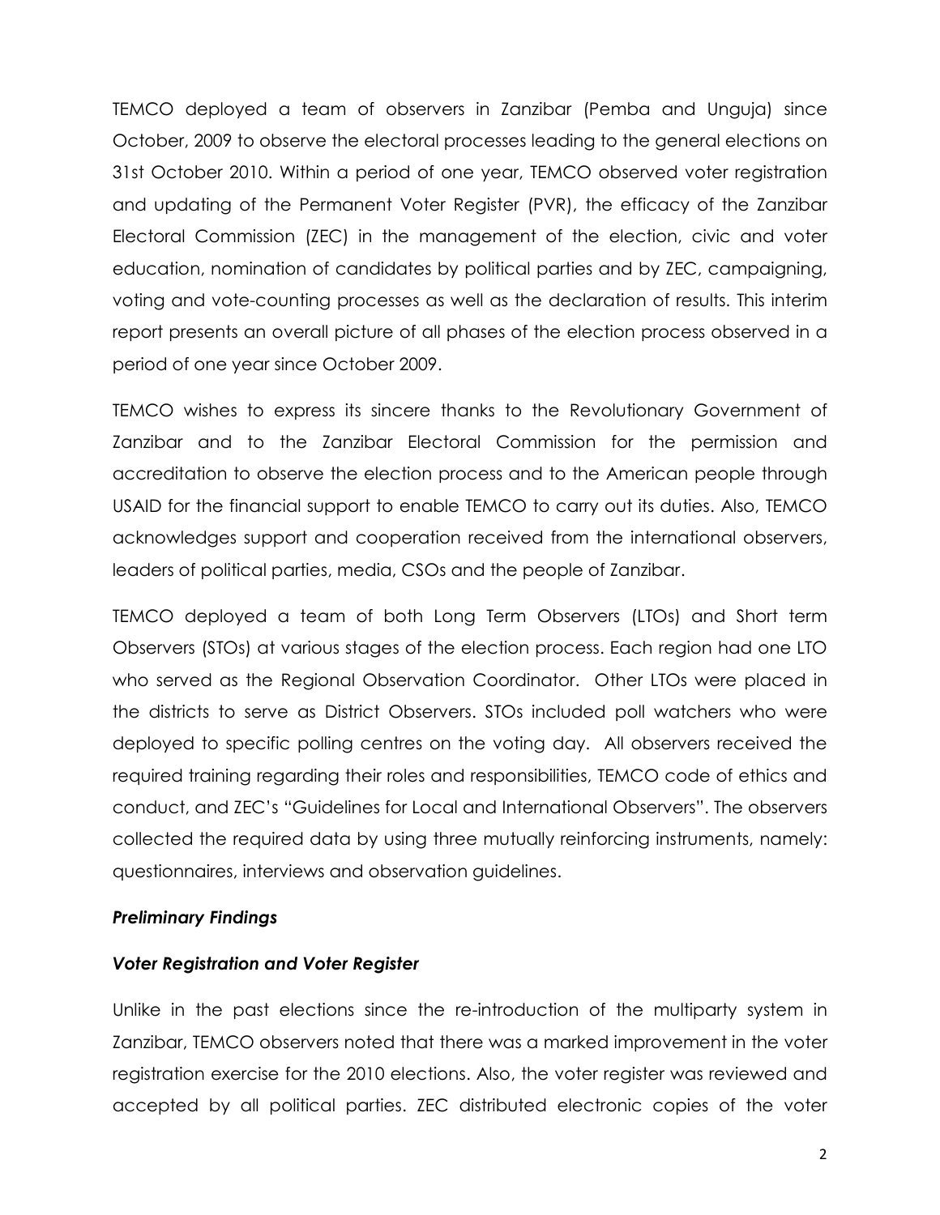TEMCO deployed a team of observers in Zanzibar (Pemba and Unguja) since October, 2009 to observe the electoral processes leading to the general elections on 31st October 2010. Within a period of one year, TEMCO observed voter registration and updating of the Permanent Voter Register (PVR), the efficacy of the Zanzibar Electoral Commission (ZEC) in the management of the election, civic and voter education, nomination of candidates by political parties and by ZEC, campaigning, voting and vote-counting processes as well as the declaration of results. This interim report presents an overall picture of all phases of the election process observed in a period of one year since October 2009.

TEMCO wishes to express its sincere thanks to the Revolutionary Government of Zanzibar and to the Zanzibar Electoral Commission for the permission and accreditation to observe the election process and to the American people through USAID for the financial support to enable TEMCO to carry out its duties. Also, TEMCO acknowledges support and cooperation received from the international observers, leaders of political parties, media, CSOs and the people of Zanzibar.

TEMCO deployed a team of both Long Term Observers (LTOs) and Short term Observers (STOs) at various stages of the election process. Each region had one LTO who served as the Regional Observation Coordinator. Other LTOs were placed in the districts to serve as District Observers. STOs included poll watchers who were deployed to specific polling centres on the voting day. All observers received the required training regarding their roles and responsibilities, TEMCO code of ethics and conduct, and ZEC's "Guidelines for Local and International Observers". The observers collected the required data by using three mutually reinforcing instruments, namely: questionnaires, interviews and observation guidelines.

***Preliminary Findings***

***Voter Registration and Voter Register***

Unlike in the past elections since the re-introduction of the multiparty system in Zanzibar, TEMCO observers noted that there was a marked improvement in the voter registration exercise for the 2010 elections. Also, the voter register was reviewed and accepted by all political parties. ZEC distributed electronic copies of the voter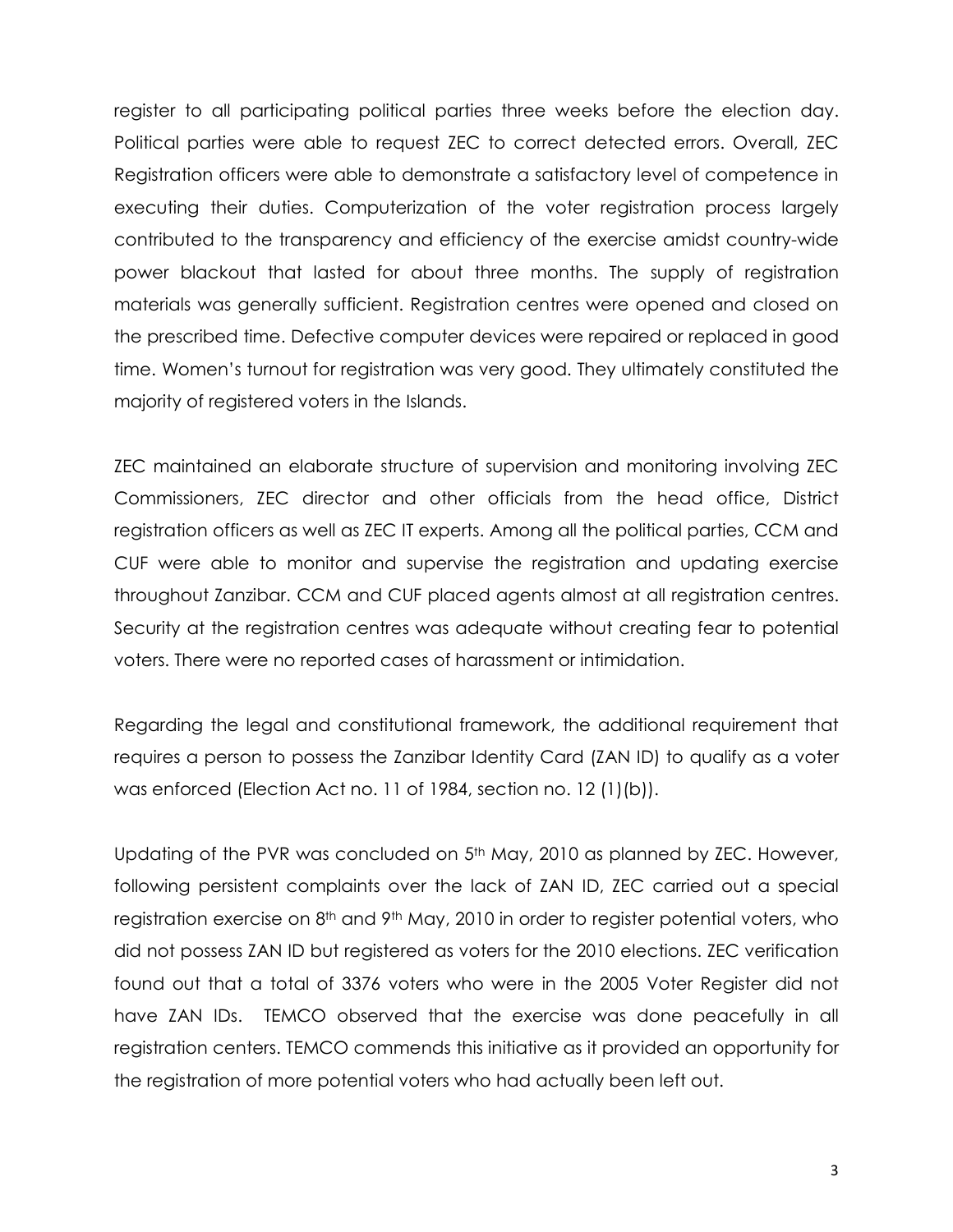register to all participating political parties three weeks before the election day. Political parties were able to request ZEC to correct detected errors. Overall, ZEC Registration officers were able to demonstrate a satisfactory level of competence in executing their duties. Computerization of the voter registration process largely contributed to the transparency and efficiency of the exercise amidst country-wide power blackout that lasted for about three months. The supply of registration materials was generally sufficient. Registration centres were opened and closed on the prescribed time. Defective computer devices were repaired or replaced in good time. Women's turnout for registration was very good. They ultimately constituted the majority of registered voters in the Islands.

ZEC maintained an elaborate structure of supervision and monitoring involving ZEC Commissioners, ZEC director and other officials from the head office, District registration officers as well as ZEC IT experts. Among all the political parties, CCM and CUF were able to monitor and supervise the registration and updating exercise throughout Zanzibar. CCM and CUF placed agents almost at all registration centres. Security at the registration centres was adequate without creating fear to potential voters. There were no reported cases of harassment or intimidation.

Regarding the legal and constitutional framework, the additional requirement that requires a person to possess the Zanzibar Identity Card (ZAN ID) to qualify as a voter was enforced (Election Act no. 11 of 1984, section no. 12 (1)(b)).

Updating of the PVR was concluded on 5th May, 2010 as planned by ZEC. However, following persistent complaints over the lack of ZAN ID, ZEC carried out a special registration exercise on 8th and 9th May, 2010 in order to register potential voters, who did not possess ZAN ID but registered as voters for the 2010 elections. ZEC verification found out that a total of 3376 voters who were in the 2005 Voter Register did not have ZAN IDs. TEMCO observed that the exercise was done peacefully in all registration centers. TEMCO commends this initiative as it provided an opportunity for the registration of more potential voters who had actually been left out.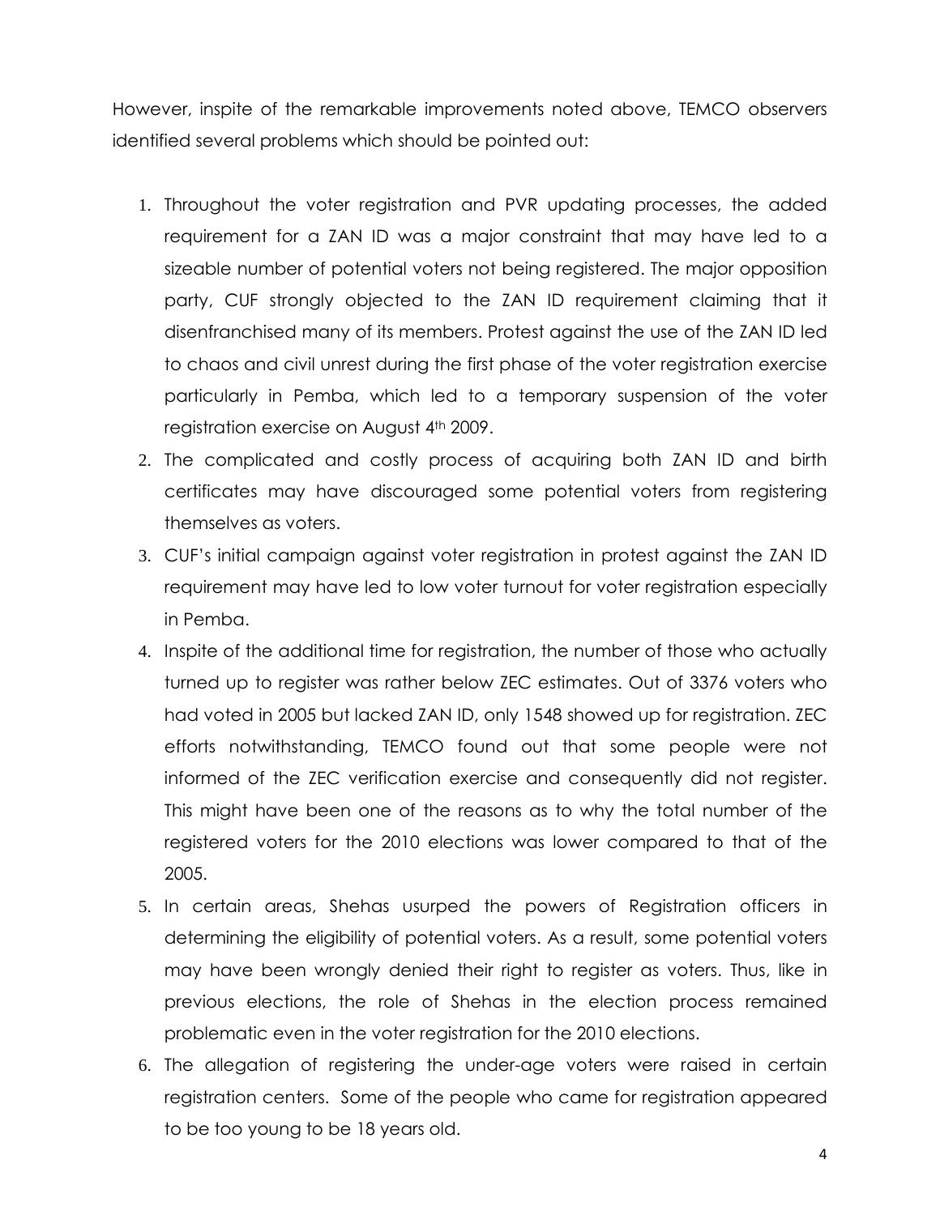However, inspite of the remarkable improvements noted above, TEMCO observers identified several problems which should be pointed out:

1. Throughout the voter registration and PVR updating processes, the added requirement for a ZAN ID was a major constraint that may have led to a sizeable number of potential voters not being registered. The major opposition party, CUF strongly objected to the ZAN ID requirement claiming that it disenfranchised many of its members. Protest against the use of the ZAN ID led to chaos and civil unrest during the first phase of the voter registration exercise particularly in Pemba, which led to a temporary suspension of the voter registration exercise on August 4th 2009.
2. The complicated and costly process of acquiring both ZAN ID and birth certificates may have discouraged some potential voters from registering themselves as voters.
3. CUF's initial campaign against voter registration in protest against the ZAN ID requirement may have led to low voter turnout for voter registration especially in Pemba.
4. Inspite of the additional time for registration, the number of those who actually turned up to register was rather below ZEC estimates. Out of 3376 voters who had voted in 2005 but lacked ZAN ID, only 1548 showed up for registration. ZEC efforts notwithstanding, TEMCO found out that some people were not informed of the ZEC verification exercise and consequently did not register. This might have been one of the reasons as to why the total number of the registered voters for the 2010 elections was lower compared to that of the 2005.
5. In certain areas, Shehas usurped the powers of Registration officers in determining the eligibility of potential voters. As a result, some potential voters may have been wrongly denied their right to register as voters. Thus, like in previous elections, the role of Shehas in the election process remained problematic even in the voter registration for the 2010 elections.
6. The allegation of registering the under-age voters were raised in certain registration centers. Some of the people who came for registration appeared to be too young to be 18 years old.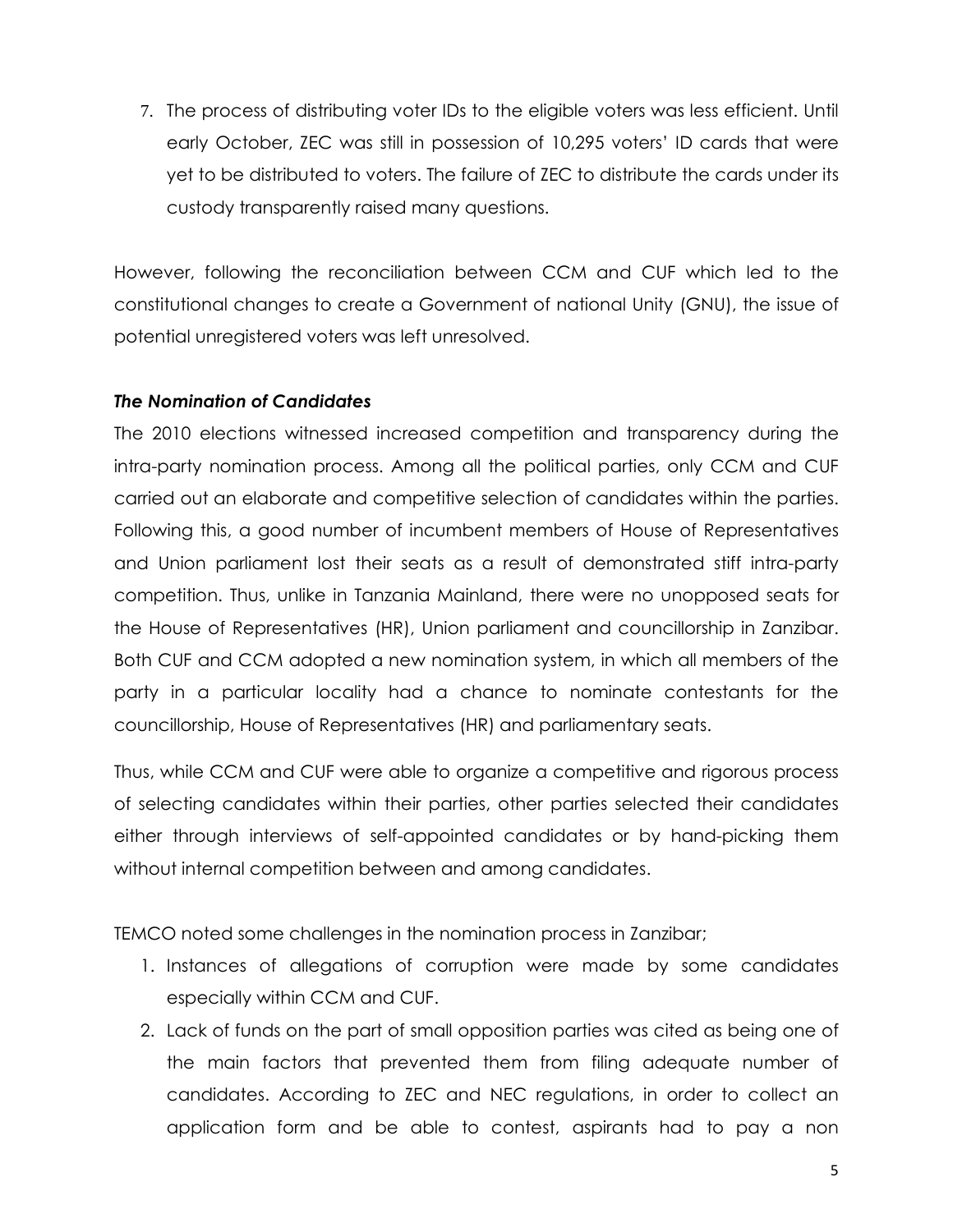7. The process of distributing voter IDs to the eligible voters was less efficient. Until early October, ZEC was still in possession of 10,295 voters' ID cards that were yet to be distributed to voters. The failure of ZEC to distribute the cards under its custody transparently raised many questions.

However, following the reconciliation between CCM and CUF which led to the constitutional changes to create a Government of national Unity (GNU), the issue of potential unregistered voters was left unresolved.

***The Nomination of Candidates***

The 2010 elections witnessed increased competition and transparency during the intra-party nomination process. Among all the political parties, only CCM and CUF carried out an elaborate and competitive selection of candidates within the parties. Following this, a good number of incumbent members of House of Representatives and Union parliament lost their seats as a result of demonstrated stiff intra-party competition. Thus, unlike in Tanzania Mainland, there were no unopposed seats for the House of Representatives (HR), Union parliament and councillorship in Zanzibar. Both CUF and CCM adopted a new nomination system, in which all members of the party in a particular locality had a chance to nominate contestants for the councillorship, House of Representatives (HR) and parliamentary seats.

Thus, while CCM and CUF were able to organize a competitive and rigorous process of selecting candidates within their parties, other parties selected their candidates either through interviews of self-appointed candidates or by hand-picking them without internal competition between and among candidates.

TEMCO noted some challenges in the nomination process in Zanzibar;

1. Instances of allegations of corruption were made by some candidates especially within CCM and CUF.
2. Lack of funds on the part of small opposition parties was cited as being one of the main factors that prevented them from filing adequate number of candidates. According to ZEC and NEC regulations, in order to collect an application form and be able to contest, aspirants had to pay a non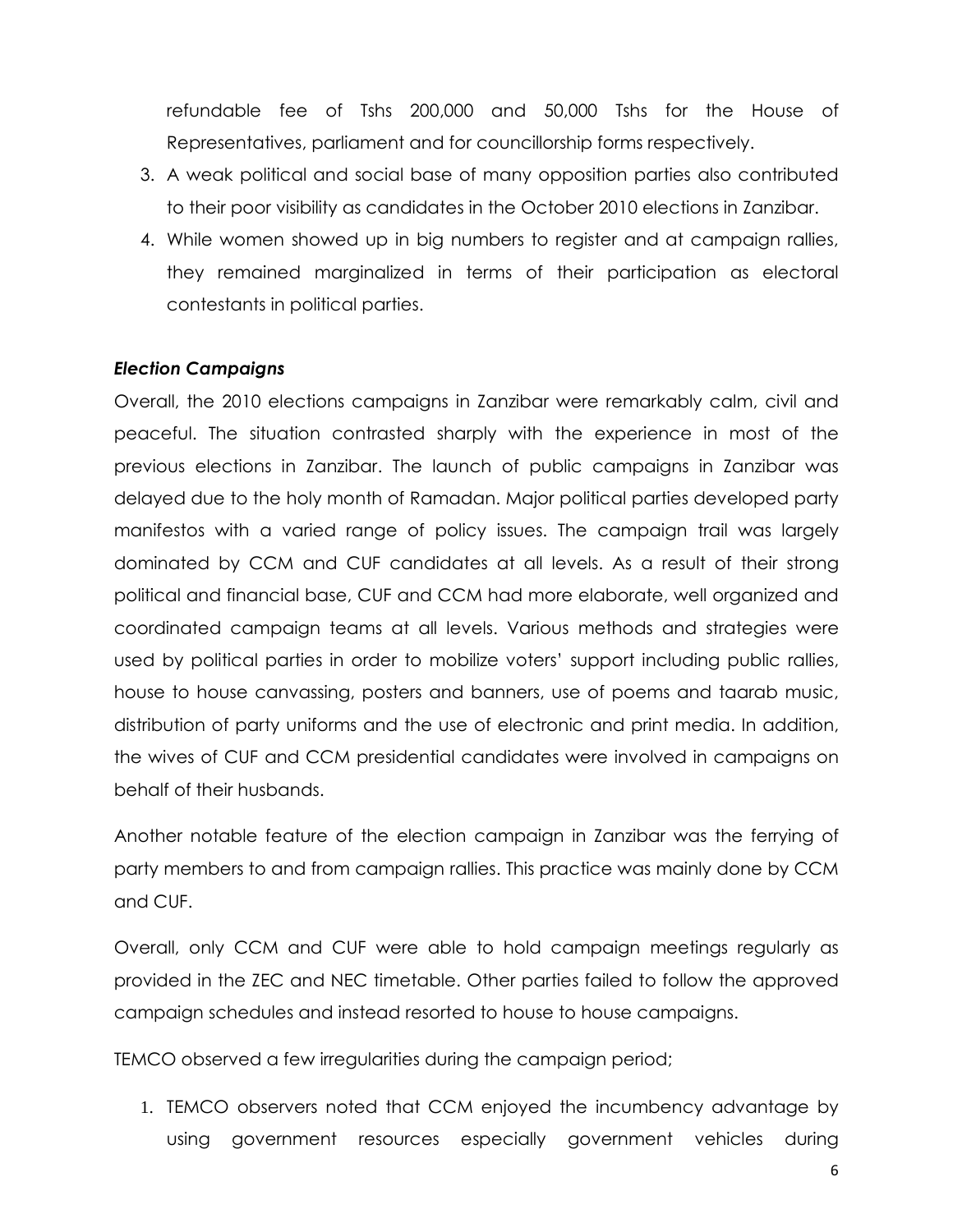refundable fee of Tshs 200,000 and 50,000 Tshs for the House of Representatives, parliament and for councillorship forms respectively.

3. A weak political and social base of many opposition parties also contributed to their poor visibility as candidates in the October 2010 elections in Zanzibar.
4. While women showed up in big numbers to register and at campaign rallies, they remained marginalized in terms of their participation as electoral contestants in political parties.

***Election Campaigns***

Overall, the 2010 elections campaigns in Zanzibar were remarkably calm, civil and peaceful. The situation contrasted sharply with the experience in most of the previous elections in Zanzibar. The launch of public campaigns in Zanzibar was delayed due to the holy month of Ramadan. Major political parties developed party manifestos with a varied range of policy issues. The campaign trail was largely dominated by CCM and CUF candidates at all levels. As a result of their strong political and financial base, CUF and CCM had more elaborate, well organized and coordinated campaign teams at all levels. Various methods and strategies were used by political parties in order to mobilize voters' support including public rallies, house to house canvassing, posters and banners, use of poems and taarab music, distribution of party uniforms and the use of electronic and print media. In addition, the wives of CUF and CCM presidential candidates were involved in campaigns on behalf of their husbands.

Another notable feature of the election campaign in Zanzibar was the ferrying of party members to and from campaign rallies. This practice was mainly done by CCM and CUF.

Overall, only CCM and CUF were able to hold campaign meetings regularly as provided in the ZEC and NEC timetable. Other parties failed to follow the approved campaign schedules and instead resorted to house to house campaigns.

TEMCO observed a few irregularities during the campaign period;

1. TEMCO observers noted that CCM enjoyed the incumbency advantage by using government resources especially government vehicles during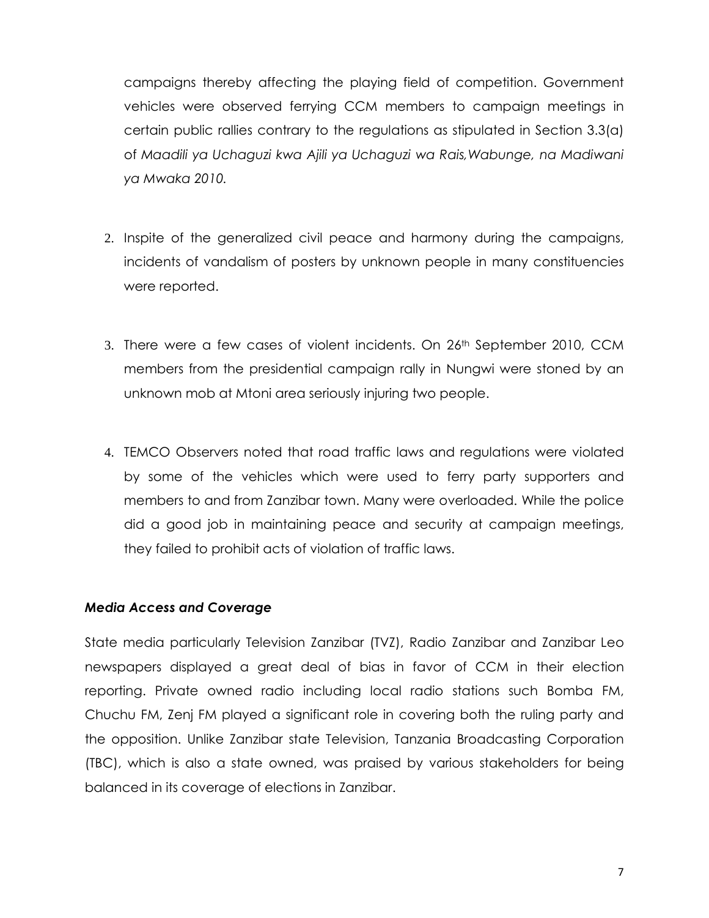campaigns thereby affecting the playing field of competition. Government vehicles were observed ferrying CCM members to campaign meetings in certain public rallies contrary to the regulations as stipulated in Section 3.3(a) of *Maadili ya Uchaguzi kwa Ajili ya Uchaguzi wa Rais,Wabunge, na Madiwani ya Mwaka 2010.*

2. Inspite of the generalized civil peace and harmony during the campaigns, incidents of vandalism of posters by unknown people in many constituencies were reported.

3. There were a few cases of violent incidents. On 26th September 2010, CCM members from the presidential campaign rally in Nungwi were stoned by an unknown mob at Mtoni area seriously injuring two people.

4. TEMCO Observers noted that road traffic laws and regulations were violated by some of the vehicles which were used to ferry party supporters and members to and from Zanzibar town. Many were overloaded. While the police did a good job in maintaining peace and security at campaign meetings, they failed to prohibit acts of violation of traffic laws.

### *Media Access and Coverage*

State media particularly Television Zanzibar (TVZ), Radio Zanzibar and Zanzibar Leo newspapers displayed a great deal of bias in favor of CCM in their election reporting. Private owned radio including local radio stations such Bomba FM, Chuchu FM, Zenj FM played a significant role in covering both the ruling party and the opposition. Unlike Zanzibar state Television, Tanzania Broadcasting Corporation (TBC), which is also a state owned, was praised by various stakeholders for being balanced in its coverage of elections in Zanzibar.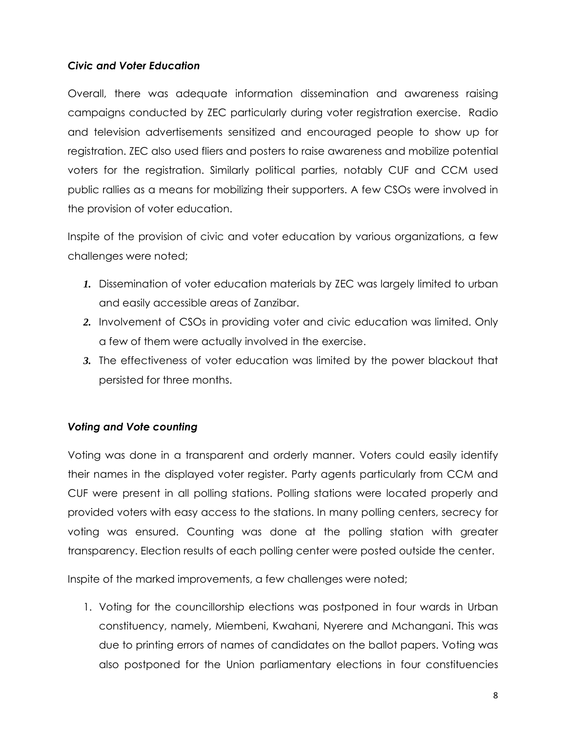### *Civic and Voter Education*

Overall, there was adequate information dissemination and awareness raising campaigns conducted by ZEC particularly during voter registration exercise. Radio and television advertisements sensitized and encouraged people to show up for registration. ZEC also used fliers and posters to raise awareness and mobilize potential voters for the registration. Similarly political parties, notably CUF and CCM used public rallies as a means for mobilizing their supporters. A few CSOs were involved in the provision of voter education.

Inspite of the provision of civic and voter education by various organizations, a few challenges were noted;

1. Dissemination of voter education materials by ZEC was largely limited to urban and easily accessible areas of Zanzibar.
2. Involvement of CSOs in providing voter and civic education was limited. Only a few of them were actually involved in the exercise.
3. The effectiveness of voter education was limited by the power blackout that persisted for three months.

### *Voting and Vote counting*

Voting was done in a transparent and orderly manner. Voters could easily identify their names in the displayed voter register. Party agents particularly from CCM and CUF were present in all polling stations. Polling stations were located properly and provided voters with easy access to the stations. In many polling centers, secrecy for voting was ensured. Counting was done at the polling station with greater transparency. Election results of each polling center were posted outside the center.

Inspite of the marked improvements, a few challenges were noted;

1. Voting for the councillorship elections was postponed in four wards in Urban constituency, namely, Miembeni, Kwahani, Nyerere and Mchangani. This was due to printing errors of names of candidates on the ballot papers. Voting was also postponed for the Union parliamentary elections in four constituencies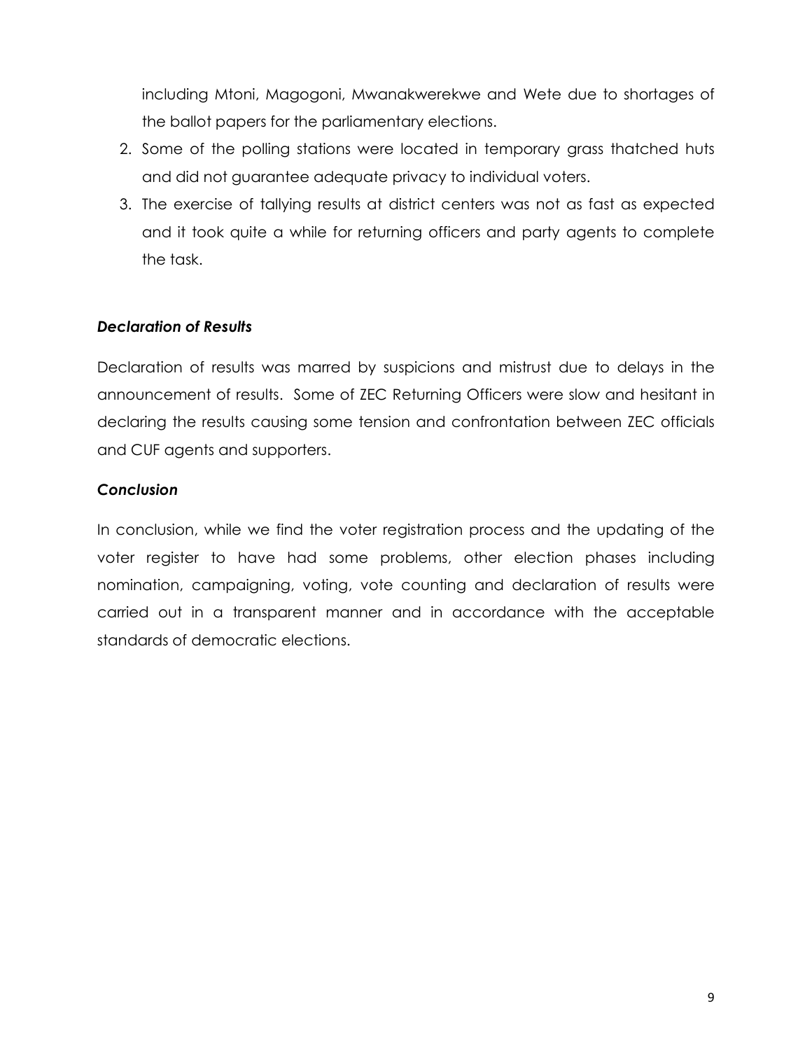including Mtoni, Magogoni, Mwanakwerekwe and Wete due to shortages of the ballot papers for the parliamentary elections.

2. Some of the polling stations were located in temporary grass thatched huts and did not guarantee adequate privacy to individual voters.
3. The exercise of tallying results at district centers was not as fast as expected and it took quite a while for returning officers and party agents to complete the task.

### ***Declaration of Results***

Declaration of results was marred by suspicions and mistrust due to delays in the announcement of results. Some of ZEC Returning Officers were slow and hesitant in declaring the results causing some tension and confrontation between ZEC officials and CUF agents and supporters.

### ***Conclusion***

In conclusion, while we find the voter registration process and the updating of the voter register to have had some problems, other election phases including nomination, campaigning, voting, vote counting and declaration of results were carried out in a transparent manner and in accordance with the acceptable standards of democratic elections.